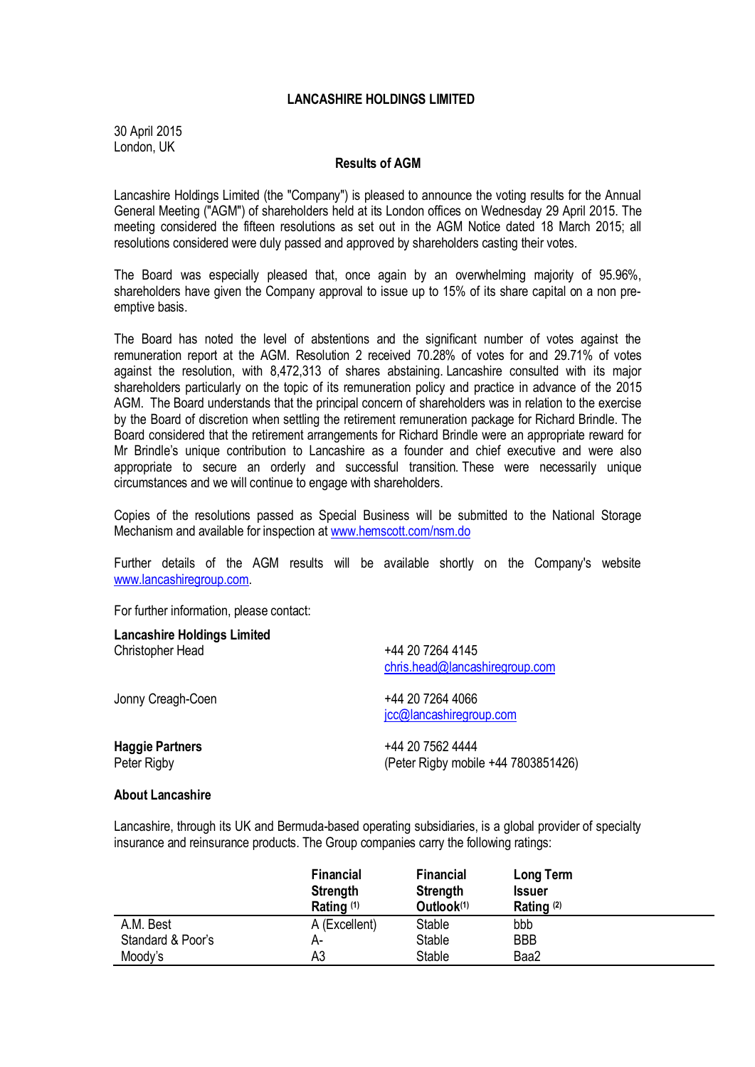# LANCASHIRE HOLDINGS LIMITED

30 April 2015
London, UK

## Results of AGM

Lancashire Holdings Limited (the "Company") is pleased to announce the voting results for the Annual General Meeting ("AGM") of shareholders held at its London offices on Wednesday 29 April 2015. The meeting considered the fifteen resolutions as set out in the AGM Notice dated 18 March 2015; all resolutions considered were duly passed and approved by shareholders casting their votes.

The Board was especially pleased that, once again by an overwhelming majority of 95.96%, shareholders have given the Company approval to issue up to 15% of its share capital on a non pre-emptive basis.

The Board has noted the level of abstentions and the significant number of votes against the remuneration report at the AGM. Resolution 2 received 70.28% of votes for and 29.71% of votes against the resolution, with 8,472,313 of shares abstaining. Lancashire consulted with its major shareholders particularly on the topic of its remuneration policy and practice in advance of the 2015 AGM. The Board understands that the principal concern of shareholders was in relation to the exercise by the Board of discretion when settling the retirement remuneration package for Richard Brindle. The Board considered that the retirement arrangements for Richard Brindle were an appropriate reward for Mr Brindle's unique contribution to Lancashire as a founder and chief executive and were also appropriate to secure an orderly and successful transition. These were necessarily unique circumstances and we will continue to engage with shareholders.

Copies of the resolutions passed as Special Business will be submitted to the National Storage Mechanism and available for inspection at www.hemscott.com/nsm.do

Further details of the AGM results will be available shortly on the Company's website www.lancashiregroup.com.

For further information, please contact:

**Lancashire Holdings Limited**

| | |
|---|---|
| Christopher Head | +44 20 7264 4145<br>chris.head@lancashiregroup.com |
| Jonny Creagh-Coen | +44 20 7264 4066<br>jcc@lancashiregroup.com |

**Haggie Partners**

| | |
|---|---|
| Peter Rigby | +44 20 7562 4444<br>(Peter Rigby mobile +44 7803851426) |

**About Lancashire**

Lancashire, through its UK and Bermuda-based operating subsidiaries, is a global provider of specialty insurance and reinsurance products. The Group companies carry the following ratings:

| | Financial Strength Rating (1) | Financial Strength Outlook(1) | Long Term Issuer Rating (2) |
|---|---|---|---|
| A.M. Best | A (Excellent) | Stable | bbb |
| Standard & Poor's | A- | Stable | BBB |
| Moody's | A3 | Stable | Baa2 |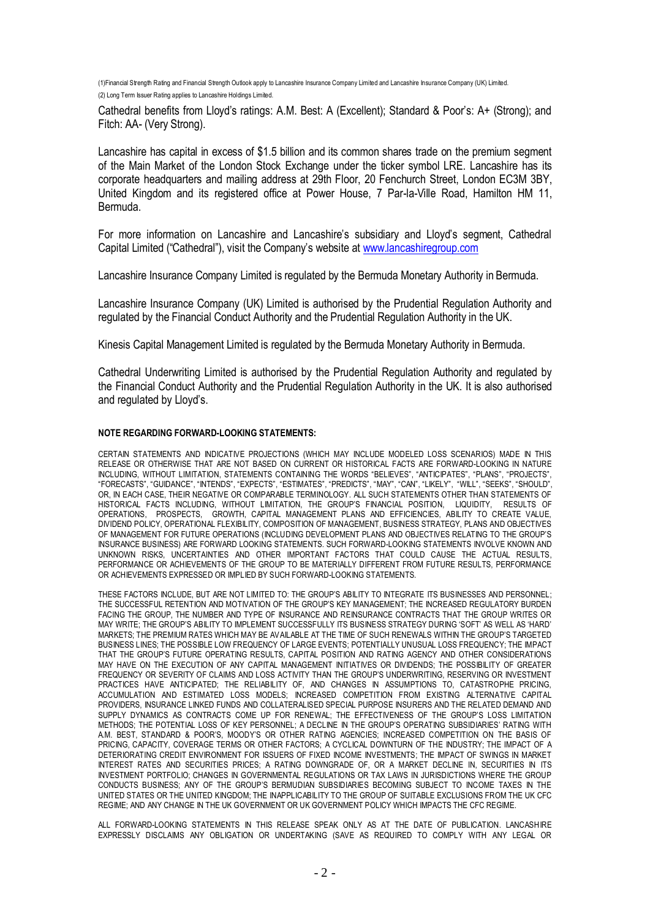(1)Financial Strength Rating and Financial Strength Outlook apply to Lancashire Insurance Company Limited and Lancashire Insurance Company (UK) Limited.
(2) Long Term Issuer Rating applies to Lancashire Holdings Limited.

Cathedral benefits from Lloyd's ratings: A.M. Best: A (Excellent); Standard & Poor's: A+ (Strong); and Fitch: AA- (Very Strong).

Lancashire has capital in excess of $1.5 billion and its common shares trade on the premium segment of the Main Market of the London Stock Exchange under the ticker symbol LRE. Lancashire has its corporate headquarters and mailing address at 29th Floor, 20 Fenchurch Street, London EC3M 3BY, United Kingdom and its registered office at Power House, 7 Par-la-Ville Road, Hamilton HM 11, Bermuda.

For more information on Lancashire and Lancashire's subsidiary and Lloyd's segment, Cathedral Capital Limited ("Cathedral"), visit the Company's website at www.lancashiregroup.com

Lancashire Insurance Company Limited is regulated by the Bermuda Monetary Authority in Bermuda.

Lancashire Insurance Company (UK) Limited is authorised by the Prudential Regulation Authority and regulated by the Financial Conduct Authority and the Prudential Regulation Authority in the UK.

Kinesis Capital Management Limited is regulated by the Bermuda Monetary Authority in Bermuda.

Cathedral Underwriting Limited is authorised by the Prudential Regulation Authority and regulated by the Financial Conduct Authority and the Prudential Regulation Authority in the UK. It is also authorised and regulated by Lloyd's.

**NOTE REGARDING FORWARD-LOOKING STATEMENTS:**

CERTAIN STATEMENTS AND INDICATIVE PROJECTIONS (WHICH MAY INCLUDE MODELED LOSS SCENARIOS) MADE IN THIS RELEASE OR OTHERWISE THAT ARE NOT BASED ON CURRENT OR HISTORICAL FACTS ARE FORWARD-LOOKING IN NATURE INCLUDING, WITHOUT LIMITATION, STATEMENTS CONTAINING THE WORDS "BELIEVES", "ANTICIPATES", "PLANS", "PROJECTS", "FORECASTS", "GUIDANCE", "INTENDS", "EXPECTS", "ESTIMATES", "PREDICTS", "MAY", "CAN", "LIKELY", "WILL", "SEEKS", "SHOULD", OR, IN EACH CASE, THEIR NEGATIVE OR COMPARABLE TERMINOLOGY. ALL SUCH STATEMENTS OTHER THAN STATEMENTS OF HISTORICAL FACTS INCLUDING, WITHOUT LIMITATION, THE GROUP'S FINANCIAL POSITION, LIQUIDITY, RESULTS OF OPERATIONS, PROSPECTS, GROWTH, CAPITAL MANAGEMENT PLANS AND EFFICIENCIES, ABILITY TO CREATE VALUE, DIVIDEND POLICY, OPERATIONAL FLEXIBILITY, COMPOSITION OF MANAGEMENT, BUSINESS STRATEGY, PLANS AND OBJECTIVES OF MANAGEMENT FOR FUTURE OPERATIONS (INCLUDING DEVELOPMENT PLANS AND OBJECTIVES RELATING TO THE GROUP'S INSURANCE BUSINESS) ARE FORWARD LOOKING STATEMENTS. SUCH FORWARD-LOOKING STATEMENTS INVOLVE KNOWN AND UNKNOWN RISKS, UNCERTAINTIES AND OTHER IMPORTANT FACTORS THAT COULD CAUSE THE ACTUAL RESULTS, PERFORMANCE OR ACHIEVEMENTS OF THE GROUP TO BE MATERIALLY DIFFERENT FROM FUTURE RESULTS, PERFORMANCE OR ACHIEVEMENTS EXPRESSED OR IMPLIED BY SUCH FORWARD-LOOKING STATEMENTS.

THESE FACTORS INCLUDE, BUT ARE NOT LIMITED TO: THE GROUP'S ABILITY TO INTEGRATE ITS BUSINESSES AND PERSONNEL; THE SUCCESSFUL RETENTION AND MOTIVATION OF THE GROUP'S KEY MANAGEMENT; THE INCREASED REGULATORY BURDEN FACING THE GROUP, THE NUMBER AND TYPE OF INSURANCE AND REINSURANCE CONTRACTS THAT THE GROUP WRITES OR MAY WRITE; THE GROUP'S ABILITY TO IMPLEMENT SUCCESSFULLY ITS BUSINESS STRATEGY DURING 'SOFT' AS WELL AS 'HARD' MARKETS; THE PREMIUM RATES WHICH MAY BE AVAILABLE AT THE TIME OF SUCH RENEWALS WITHIN THE GROUP'S TARGETED BUSINESS LINES; THE POSSIBLE LOW FREQUENCY OF LARGE EVENTS; POTENTIALLY UNUSUAL LOSS FREQUENCY; THE IMPACT THAT THE GROUP'S FUTURE OPERATING RESULTS, CAPITAL POSITION AND RATING AGENCY AND OTHER CONSIDERATIONS MAY HAVE ON THE EXECUTION OF ANY CAPITAL MANAGEMENT INITIATIVES OR DIVIDENDS; THE POSSIBILITY OF GREATER FREQUENCY OR SEVERITY OF CLAIMS AND LOSS ACTIVITY THAN THE GROUP'S UNDERWRITING, RESERVING OR INVESTMENT PRACTICES HAVE ANTICIPATED; THE RELIABILITY OF, AND CHANGES IN ASSUMPTIONS TO, CATASTROPHE PRICING, ACCUMULATION AND ESTIMATED LOSS MODELS; INCREASED COMPETITION FROM EXISTING ALTERNATIVE CAPITAL PROVIDERS, INSURANCE LINKED FUNDS AND COLLATERALISED SPECIAL PURPOSE INSURERS AND THE RELATED DEMAND AND SUPPLY DYNAMICS AS CONTRACTS COME UP FOR RENEWAL; THE EFFECTIVENESS OF THE GROUP'S LOSS LIMITATION METHODS; THE POTENTIAL LOSS OF KEY PERSONNEL; A DECLINE IN THE GROUP'S OPERATING SUBSIDIARIES' RATING WITH A.M. BEST, STANDARD & POOR'S, MOODY'S OR OTHER RATING AGENCIES; INCREASED COMPETITION ON THE BASIS OF PRICING, CAPACITY, COVERAGE TERMS OR OTHER FACTORS; A CYCLICAL DOWNTURN OF THE INDUSTRY; THE IMPACT OF A DETERIORATING CREDIT ENVIRONMENT FOR ISSUERS OF FIXED INCOME INVESTMENTS; THE IMPACT OF SWINGS IN MARKET INTEREST RATES AND SECURITIES PRICES; A RATING DOWNGRADE OF, OR A MARKET DECLINE IN, SECURITIES IN ITS INVESTMENT PORTFOLIO; CHANGES IN GOVERNMENTAL REGULATIONS OR TAX LAWS IN JURISDICTIONS WHERE THE GROUP CONDUCTS BUSINESS; ANY OF THE GROUP'S BERMUDIAN SUBSIDIARIES BECOMING SUBJECT TO INCOME TAXES IN THE UNITED STATES OR THE UNITED KINGDOM; THE INAPPLICABILITY TO THE GROUP OF SUITABLE EXCLUSIONS FROM THE UK CFC REGIME; AND ANY CHANGE IN THE UK GOVERNMENT OR UK GOVERNMENT POLICY WHICH IMPACTS THE CFC REGIME.

ALL FORWARD-LOOKING STATEMENTS IN THIS RELEASE SPEAK ONLY AS AT THE DATE OF PUBLICATION. LANCASHIRE EXPRESSLY DISCLAIMS ANY OBLIGATION OR UNDERTAKING (SAVE AS REQUIRED TO COMPLY WITH ANY LEGAL OR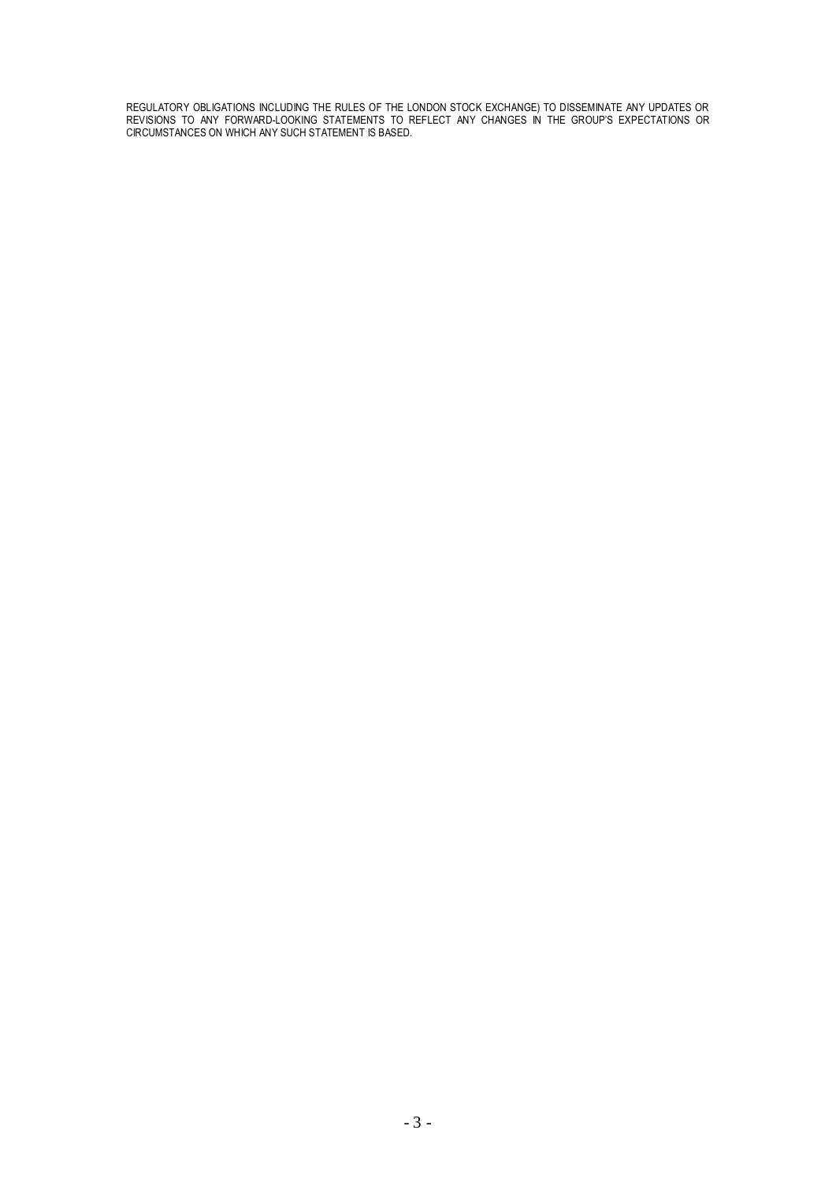REGULATORY OBLIGATIONS INCLUDING THE RULES OF THE LONDON STOCK EXCHANGE) TO DISSEMINATE ANY UPDATES OR REVISIONS TO ANY FORWARD-LOOKING STATEMENTS TO REFLECT ANY CHANGES IN THE GROUP'S EXPECTATIONS OR CIRCUMSTANCES ON WHICH ANY SUCH STATEMENT IS BASED.